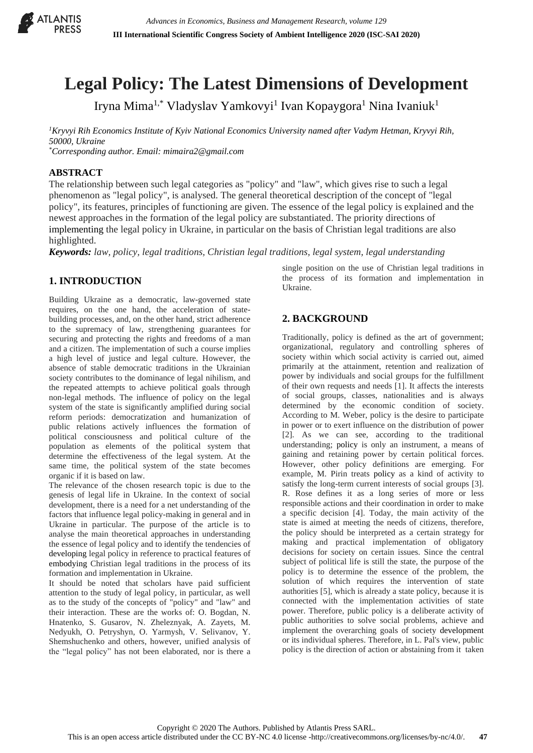# Legal Policy: The Latest Dimensions of Development

Iryna Mima[1,*] Vladyslav Yamkovyi[1] Ivan Kopaygora[1] Nina Ivaniuk[1]

*[1]Kryvyi Rih Economics Institute of Kyiv National Economics University named after Vadym Hetman, Kryvyi Rih, 50000, Ukraine*
*[*]Corresponding author. Email: mimaira2@gmail.com*

## ABSTRACT

The relationship between such legal categories as "policy" and "law", which gives rise to such a legal phenomenon as "legal policy", is analysed. The general theoretical description of the concept of "legal policy", its features, principles of functioning are given. The essence of the legal policy is explained and the newest approaches in the formation of the legal policy are substantiated. The priority directions of implementing the legal policy in Ukraine, in particular on the basis of Christian legal traditions are also highlighted.

***Keywords:*** *law, policy, legal traditions, Christian legal traditions, legal system, legal understanding*

## 1. INTRODUCTION

Building Ukraine as a democratic, law-governed state requires, on the one hand, the acceleration of state-building processes, and, on the other hand, strict adherence to the supremacy of law, strengthening guarantees for securing and protecting the rights and freedoms of a man and a citizen. The implementation of such a course implies a high level of justice and legal culture. However, the absence of stable democratic traditions in the Ukrainian society contributes to the dominance of legal nihilism, and the repeated attempts to achieve political goals through non-legal methods. The influence of policy on the legal system of the state is significantly amplified during social reform periods: democratization and humanization of public relations actively influences the formation of political consciousness and political culture of the population as elements of the political system that determine the effectiveness of the legal system. At the same time, the political system of the state becomes organic if it is based on law.

The relevance of the chosen research topic is due to the genesis of legal life in Ukraine. In the context of social development, there is a need for a net understanding of the factors that influence legal policy-making in general and in Ukraine in particular. The purpose of the article is to analyse the main theoretical approaches in understanding the essence of legal policy and to identify the tendencies of developing legal policy in reference to practical features of embodying Christian legal traditions in the process of its formation and implementation in Ukraine.

It should be noted that scholars have paid sufficient attention to the study of legal policy, in particular, as well as to the study of the concepts of "policy" and "law" and their interaction. These are the works of: O. Bogdan, N. Hnatenko, S. Gusarov, N. Zheleznyak, A. Zayets, M. Nedyukh, O. Petryshyn, O. Yarmysh, V. Selivanov, Y. Shemshuchenko and others, however, unified analysis of the "legal policy" has not been elaborated, nor is there a single position on the use of Christian legal traditions in the process of its formation and implementation in Ukraine.

## 2. BACKGROUND

Traditionally, policy is defined as the art of government; organizational, regulatory and controlling spheres of society within which social activity is carried out, aimed primarily at the attainment, retention and realization of power by individuals and social groups for the fulfillment of their own requests and needs [1]. It affects the interests of social groups, classes, nationalities and is always determined by the economic condition of society. According to M. Weber, policy is the desire to participate in power or to exert influence on the distribution of power [2]. As we can see, according to the traditional understanding; policy is only an instrument, a means of gaining and retaining power by certain political forces. However, other policy definitions are emerging. For example, M. Pirin treats policy as a kind of activity to satisfy the long-term current interests of social groups [3]. R. Rose defines it as a long series of more or less responsible actions and their coordination in order to make a specific decision [4]. Today, the main activity of the state is aimed at meeting the needs of citizens, therefore, the policy should be interpreted as a certain strategy for making and practical implementation of obligatory decisions for society on certain issues. Since the central subject of political life is still the state, the purpose of the policy is to determine the essence of the problem, the solution of which requires the intervention of state authorities [5], which is already a state policy, because it is connected with the implementation activities of state power. Therefore, public policy is a deliberate activity of public authorities to solve social problems, achieve and implement the overarching goals of society development or its individual spheres. Therefore, in L. Pal's view, public policy is the direction of action or abstaining from it taken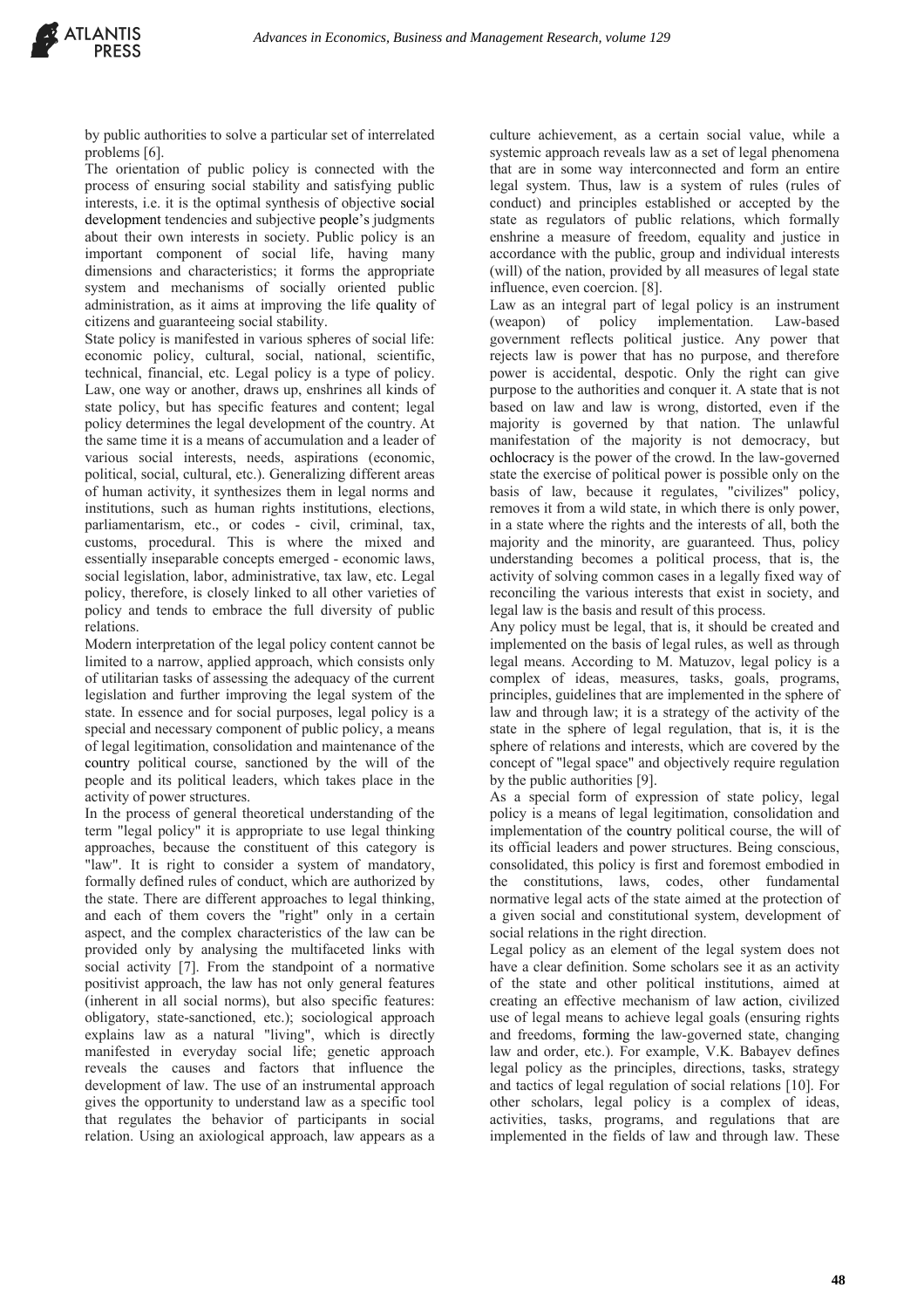by public authorities to solve a particular set of interrelated problems [6].

The orientation of public policy is connected with the process of ensuring social stability and satisfying public interests, i.e. it is the optimal synthesis of objective social development tendencies and subjective people's judgments about their own interests in society. Public policy is an important component of social life, having many dimensions and characteristics; it forms the appropriate system and mechanisms of socially oriented public administration, as it aims at improving the life quality of citizens and guaranteeing social stability.

State policy is manifested in various spheres of social life: economic policy, cultural, social, national, scientific, technical, financial, etc. Legal policy is a type of policy. Law, one way or another, draws up, enshrines all kinds of state policy, but has specific features and content; legal policy determines the legal development of the country. At the same time it is a means of accumulation and a leader of various social interests, needs, aspirations (economic, political, social, cultural, etc.). Generalizing different areas of human activity, it synthesizes them in legal norms and institutions, such as human rights institutions, elections, parliamentarism, etc., or codes - civil, criminal, tax, customs, procedural. This is where the mixed and essentially inseparable concepts emerged - economic laws, social legislation, labor, administrative, tax law, etc. Legal policy, therefore, is closely linked to all other varieties of policy and tends to embrace the full diversity of public relations.

Modern interpretation of the legal policy content cannot be limited to a narrow, applied approach, which consists only of utilitarian tasks of assessing the adequacy of the current legislation and further improving the legal system of the state. In essence and for social purposes, legal policy is a special and necessary component of public policy, a means of legal legitimation, consolidation and maintenance of the country political course, sanctioned by the will of the people and its political leaders, which takes place in the activity of power structures.

In the process of general theoretical understanding of the term "legal policy" it is appropriate to use legal thinking approaches, because the constituent of this category is "law". It is right to consider a system of mandatory, formally defined rules of conduct, which are authorized by the state. There are different approaches to legal thinking, and each of them covers the "right" only in a certain aspect, and the complex characteristics of the law can be provided only by analysing the multifaceted links with social activity [7]. From the standpoint of a normative positivist approach, the law has not only general features (inherent in all social norms), but also specific features: obligatory, state-sanctioned, etc.); sociological approach explains law as a natural "living", which is directly manifested in everyday social life; genetic approach reveals the causes and factors that influence the development of law. The use of an instrumental approach gives the opportunity to understand law as a specific tool that regulates the behavior of participants in social relation. Using an axiological approach, law appears as a culture achievement, as a certain social value, while a systemic approach reveals law as a set of legal phenomena that are in some way interconnected and form an entire legal system. Thus, law is a system of rules (rules of conduct) and principles established or accepted by the state as regulators of public relations, which formally enshrine a measure of freedom, equality and justice in accordance with the public, group and individual interests (will) of the nation, provided by all measures of legal state influence, even coercion. [8].

Law as an integral part of legal policy is an instrument (weapon) of policy implementation. Law-based government reflects political justice. Any power that rejects law is power that has no purpose, and therefore power is accidental, despotic. Only the right can give purpose to the authorities and conquer it. A state that is not based on law and law is wrong, distorted, even if the majority is governed by that nation. The unlawful manifestation of the majority is not democracy, but ochlocracy is the power of the crowd. In the law-governed state the exercise of political power is possible only on the basis of law, because it regulates, "civilizes" policy, removes it from a wild state, in which there is only power, in a state where the rights and the interests of all, both the majority and the minority, are guaranteed. Thus, policy understanding becomes a political process, that is, the activity of solving common cases in a legally fixed way of reconciling the various interests that exist in society, and legal law is the basis and result of this process.

Any policy must be legal, that is, it should be created and implemented on the basis of legal rules, as well as through legal means. According to M. Matuzov, legal policy is a complex of ideas, measures, tasks, goals, programs, principles, guidelines that are implemented in the sphere of law and through law; it is a strategy of the activity of the state in the sphere of legal regulation, that is, it is the sphere of relations and interests, which are covered by the concept of "legal space" and objectively require regulation by the public authorities [9].

As a special form of expression of state policy, legal policy is a means of legal legitimation, consolidation and implementation of the country political course, the will of its official leaders and power structures. Being conscious, consolidated, this policy is first and foremost embodied in the constitutions, laws, codes, other fundamental normative legal acts of the state aimed at the protection of a given social and constitutional system, development of social relations in the right direction.

Legal policy as an element of the legal system does not have a clear definition. Some scholars see it as an activity of the state and other political institutions, aimed at creating an effective mechanism of law action, civilized use of legal means to achieve legal goals (ensuring rights and freedoms, forming the law-governed state, changing law and order, etc.). For example, V.K. Babayev defines legal policy as the principles, directions, tasks, strategy and tactics of legal regulation of social relations [10]. For other scholars, legal policy is a complex of ideas, activities, tasks, programs, and regulations that are implemented in the fields of law and through law. These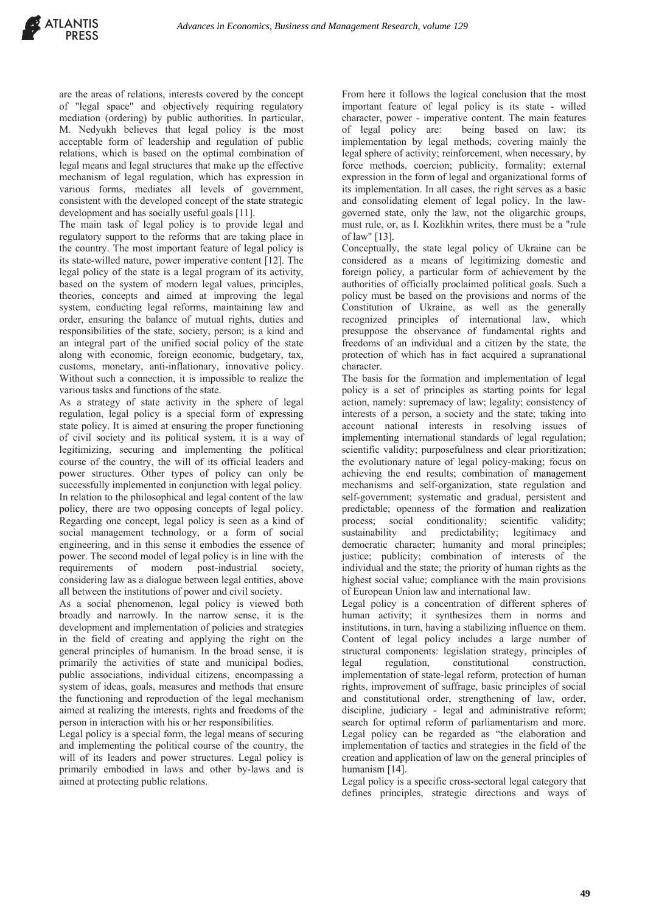are the areas of relations, interests covered by the concept of "legal space" and objectively requiring regulatory mediation (ordering) by public authorities. In particular, M. Nedyukh believes that legal policy is the most acceptable form of leadership and regulation of public relations, which is based on the optimal combination of legal means and legal structures that make up the effective mechanism of legal regulation, which has expression in various forms, mediates all levels of government, consistent with the developed concept of the state strategic development and has socially useful goals [11].

The main task of legal policy is to provide legal and regulatory support to the reforms that are taking place in the country. The most important feature of legal policy is its state-willed nature, power imperative content [12]. The legal policy of the state is a legal program of its activity, based on the system of modern legal values, principles, theories, concepts and aimed at improving the legal system, conducting legal reforms, maintaining law and order, ensuring the balance of mutual rights, duties and responsibilities of the state, society, person; is a kind and an integral part of the unified social policy of the state along with economic, foreign economic, budgetary, tax, customs, monetary, anti-inflationary, innovative policy. Without such a connection, it is impossible to realize the various tasks and functions of the state.

As a strategy of state activity in the sphere of legal regulation, legal policy is a special form of expressing state policy. It is aimed at ensuring the proper functioning of civil society and its political system, it is a way of legitimizing, securing and implementing the political course of the country, the will of its official leaders and power structures. Other types of policy can only be successfully implemented in conjunction with legal policy.

In relation to the philosophical and legal content of the law policy, there are two opposing concepts of legal policy. Regarding one concept, legal policy is seen as a kind of social management technology, or a form of social engineering, and in this sense it embodies the essence of power. The second model of legal policy is in line with the requirements of modern post-industrial society, considering law as a dialogue between legal entities, above all between the institutions of power and civil society.

As a social phenomenon, legal policy is viewed both broadly and narrowly. In the narrow sense, it is the development and implementation of policies and strategies in the field of creating and applying the right on the general principles of humanism. In the broad sense, it is primarily the activities of state and municipal bodies, public associations, individual citizens, encompassing a system of ideas, goals, measures and methods that ensure the functioning and reproduction of the legal mechanism aimed at realizing the interests, rights and freedoms of the person in interaction with his or her responsibilities.

Legal policy is a special form, the legal means of securing and implementing the political course of the country, the will of its leaders and power structures. Legal policy is primarily embodied in laws and other by-laws and is aimed at protecting public relations.

From here it follows the logical conclusion that the most important feature of legal policy is its state - willed character, power - imperative content. The main features of legal policy are: being based on law; its implementation by legal methods; covering mainly the legal sphere of activity; reinforcement, when necessary, by force methods, coercion; publicity, formality; external expression in the form of legal and organizational forms of its implementation. In all cases, the right serves as a basic and consolidating element of legal policy. In the law-governed state, only the law, not the oligarchic groups, must rule, or, as I. Kozlikhin writes, there must be a "rule of law" [13].

Conceptually, the state legal policy of Ukraine can be considered as a means of legitimizing domestic and foreign policy, a particular form of achievement by the authorities of officially proclaimed political goals. Such a policy must be based on the provisions and norms of the Constitution of Ukraine, as well as the generally recognized principles of international law, which presuppose the observance of fundamental rights and freedoms of an individual and a citizen by the state, the protection of which has in fact acquired a supranational character.

The basis for the formation and implementation of legal policy is a set of principles as starting points for legal action, namely: supremacy of law; legality; consistency of interests of a person, a society and the state; taking into account national interests in resolving issues of implementing international standards of legal regulation; scientific validity; purposefulness and clear prioritization; the evolutionary nature of legal policy-making; focus on achieving the end results; combination of management mechanisms and self-organization, state regulation and self-government; systematic and gradual, persistent and predictable; openness of the formation and realization process; social conditionality; scientific validity; sustainability and predictability; legitimacy and democratic character; humanity and moral principles; justice; publicity; combination of interests of the individual and the state; the priority of human rights as the highest social value; compliance with the main provisions of European Union law and international law.

Legal policy is a concentration of different spheres of human activity; it synthesizes them in norms and institutions, in turn, having a stabilizing influence on them. Content of legal policy includes a large number of structural components: legislation strategy, principles of legal regulation, constitutional construction, implementation of state-legal reform, protection of human rights, improvement of suffrage, basic principles of social and constitutional order, strengthening of law, order, discipline, judiciary - legal and administrative reform; search for optimal reform of parliamentarism and more. Legal policy can be regarded as "the elaboration and implementation of tactics and strategies in the field of the creation and application of law on the general principles of humanism [14].

Legal policy is a specific cross-sectoral legal category that defines principles, strategic directions and ways of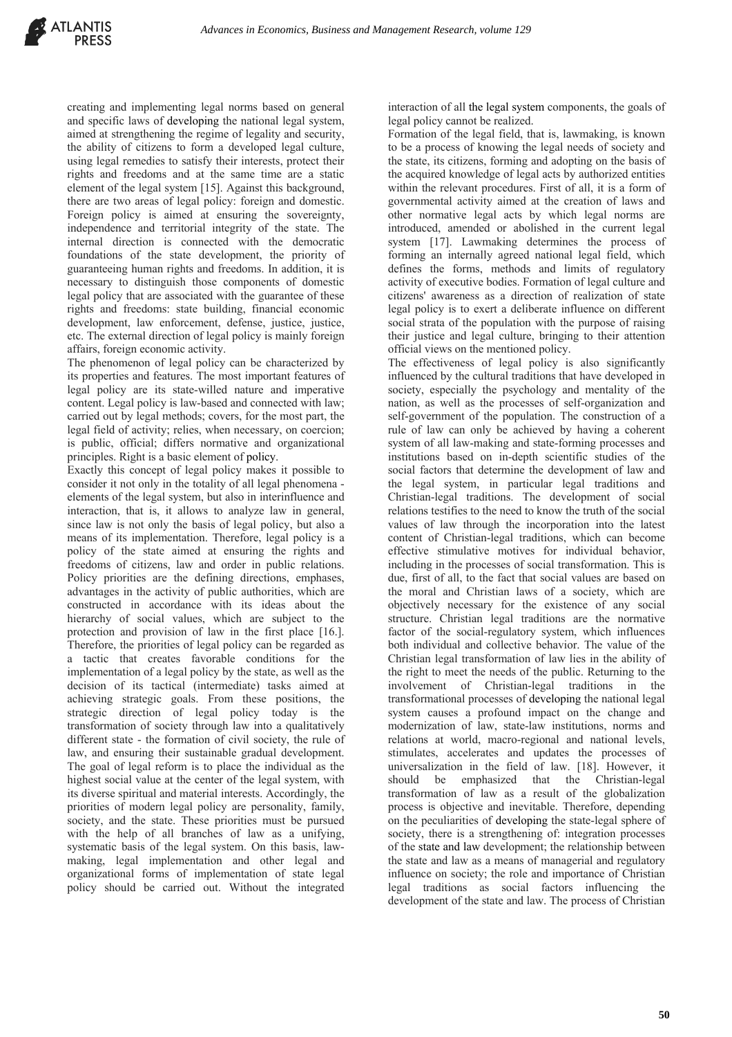creating and implementing legal norms based on general and specific laws of developing the national legal system, aimed at strengthening the regime of legality and security, the ability of citizens to form a developed legal culture, using legal remedies to satisfy their interests, protect their rights and freedoms and at the same time are a static element of the legal system [15]. Against this background, there are two areas of legal policy: foreign and domestic. Foreign policy is aimed at ensuring the sovereignty, independence and territorial integrity of the state. The internal direction is connected with the democratic foundations of the state development, the priority of guaranteeing human rights and freedoms. In addition, it is necessary to distinguish those components of domestic legal policy that are associated with the guarantee of these rights and freedoms: state building, financial economic development, law enforcement, defense, justice, justice, etc. The external direction of legal policy is mainly foreign affairs, foreign economic activity.

The phenomenon of legal policy can be characterized by its properties and features. The most important features of legal policy are its state-willed nature and imperative content. Legal policy is law-based and connected with law; carried out by legal methods; covers, for the most part, the legal field of activity; relies, when necessary, on coercion; is public, official; differs normative and organizational principles. Right is a basic element of policy.

Exactly this concept of legal policy makes it possible to consider it not only in the totality of all legal phenomena - elements of the legal system, but also in interinfluence and interaction, that is, it allows to analyze law in general, since law is not only the basis of legal policy, but also a means of its implementation. Therefore, legal policy is a policy of the state aimed at ensuring the rights and freedoms of citizens, law and order in public relations. Policy priorities are the defining directions, emphases, advantages in the activity of public authorities, which are constructed in accordance with its ideas about the hierarchy of social values, which are subject to the protection and provision of law in the first place [16.]. Therefore, the priorities of legal policy can be regarded as a tactic that creates favorable conditions for the implementation of a legal policy by the state, as well as the decision of its tactical (intermediate) tasks aimed at achieving strategic goals. From these positions, the strategic direction of legal policy today is the transformation of society through law into a qualitatively different state - the formation of civil society, the rule of law, and ensuring their sustainable gradual development. The goal of legal reform is to place the individual as the highest social value at the center of the legal system, with its diverse spiritual and material interests. Accordingly, the priorities of modern legal policy are personality, family, society, and the state. These priorities must be pursued with the help of all branches of law as a unifying, systematic basis of the legal system. On this basis, law-making, legal implementation and other legal and organizational forms of implementation of state legal policy should be carried out. Without the integrated interaction of all the legal system components, the goals of legal policy cannot be realized.

Formation of the legal field, that is, lawmaking, is known to be a process of knowing the legal needs of society and the state, its citizens, forming and adopting on the basis of the acquired knowledge of legal acts by authorized entities within the relevant procedures. First of all, it is a form of governmental activity aimed at the creation of laws and other normative legal acts by which legal norms are introduced, amended or abolished in the current legal system [17]. Lawmaking determines the process of forming an internally agreed national legal field, which defines the forms, methods and limits of regulatory activity of executive bodies. Formation of legal culture and citizens' awareness as a direction of realization of state legal policy is to exert a deliberate influence on different social strata of the population with the purpose of raising their justice and legal culture, bringing to their attention official views on the mentioned policy.

The effectiveness of legal policy is also significantly influenced by the cultural traditions that have developed in society, especially the psychology and mentality of the nation, as well as the processes of self-organization and self-government of the population. The construction of a rule of law can only be achieved by having a coherent system of all law-making and state-forming processes and institutions based on in-depth scientific studies of the social factors that determine the development of law and the legal system, in particular legal traditions and Christian-legal traditions. The development of social relations testifies to the need to know the truth of the social values of law through the incorporation into the latest content of Christian-legal traditions, which can become effective stimulative motives for individual behavior, including in the processes of social transformation. This is due, first of all, to the fact that social values are based on the moral and Christian laws of a society, which are objectively necessary for the existence of any social structure. Christian legal traditions are the normative factor of the social-regulatory system, which influences both individual and collective behavior. The value of the Christian legal transformation of law lies in the ability of the right to meet the needs of the public. Returning to the involvement of Christian-legal traditions in the transformational processes of developing the national legal system causes a profound impact on the change and modernization of law, state-law institutions, norms and relations at world, macro-regional and national levels, stimulates, accelerates and updates the processes of universalization in the field of law. [18]. However, it should be emphasized that the Christian-legal transformation of law as a result of the globalization process is objective and inevitable. Therefore, depending on the peculiarities of developing the state-legal sphere of society, there is a strengthening of: integration processes of the state and law development; the relationship between the state and law as a means of managerial and regulatory influence on society; the role and importance of Christian legal traditions as social factors influencing the development of the state and law. The process of Christian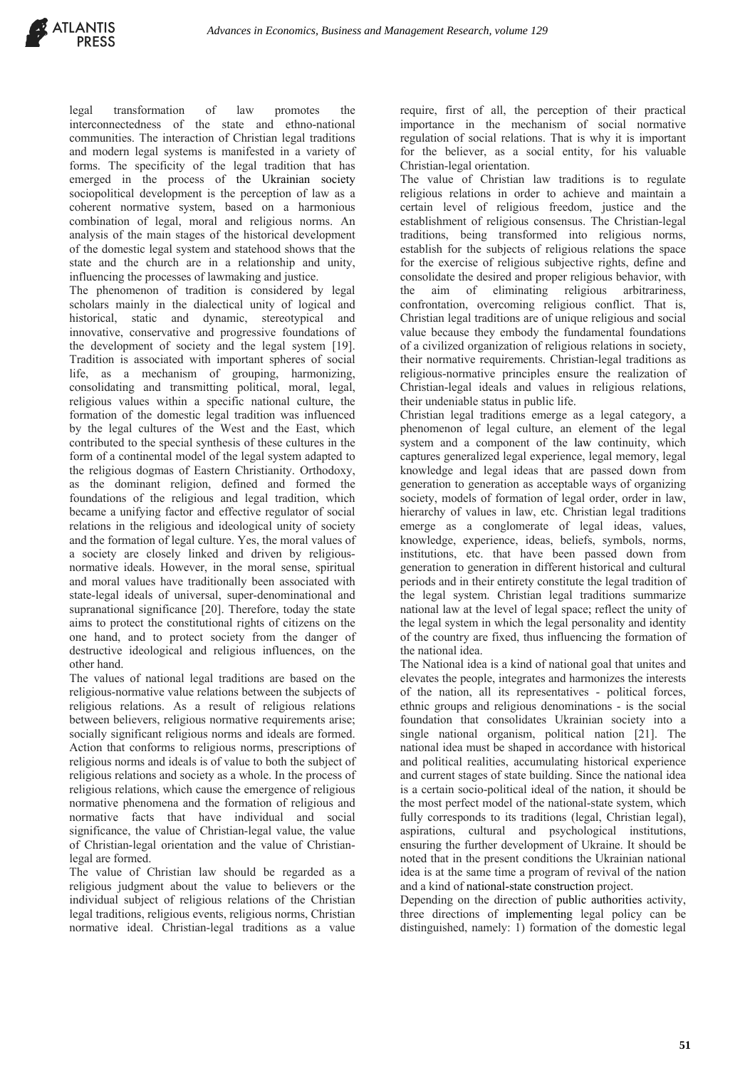legal transformation of law promotes the interconnectedness of the state and ethno-national communities. The interaction of Christian legal traditions and modern legal systems is manifested in a variety of forms. The specificity of the legal tradition that has emerged in the process of the Ukrainian society sociopolitical development is the perception of law as a coherent normative system, based on a harmonious combination of legal, moral and religious norms. An analysis of the main stages of the historical development of the domestic legal system and statehood shows that the state and the church are in a relationship and unity, influencing the processes of lawmaking and justice.

The phenomenon of tradition is considered by legal scholars mainly in the dialectical unity of logical and historical, static and dynamic, stereotypical and innovative, conservative and progressive foundations of the development of society and the legal system [19]. Tradition is associated with important spheres of social life, as a mechanism of grouping, harmonizing, consolidating and transmitting political, moral, legal, religious values within a specific national culture, the formation of the domestic legal tradition was influenced by the legal cultures of the West and the East, which contributed to the special synthesis of these cultures in the form of a continental model of the legal system adapted to the religious dogmas of Eastern Christianity. Orthodoxy, as the dominant religion, defined and formed the foundations of the religious and legal tradition, which became a unifying factor and effective regulator of social relations in the religious and ideological unity of society and the formation of legal culture. Yes, the moral values of a society are closely linked and driven by religious-normative ideals. However, in the moral sense, spiritual and moral values have traditionally been associated with state-legal ideals of universal, super-denominational and supranational significance [20]. Therefore, today the state aims to protect the constitutional rights of citizens on the one hand, and to protect society from the danger of destructive ideological and religious influences, on the other hand.

The values of national legal traditions are based on the religious-normative value relations between the subjects of religious relations. As a result of religious relations between believers, religious normative requirements arise; socially significant religious norms and ideals are formed. Action that conforms to religious norms, prescriptions of religious norms and ideals is of value to both the subject of religious relations and society as a whole. In the process of religious relations, which cause the emergence of religious normative phenomena and the formation of religious and normative facts that have individual and social significance, the value of Christian-legal value, the value of Christian-legal orientation and the value of Christian-legal are formed.

The value of Christian law should be regarded as a religious judgment about the value to believers or the individual subject of religious relations of the Christian legal traditions, religious events, religious norms, Christian normative ideal. Christian-legal traditions as a value require, first of all, the perception of their practical importance in the mechanism of social normative regulation of social relations. That is why it is important for the believer, as a social entity, for his valuable Christian-legal orientation.

The value of Christian law traditions is to regulate religious relations in order to achieve and maintain a certain level of religious freedom, justice and the establishment of religious consensus. The Christian-legal traditions, being transformed into religious norms, establish for the subjects of religious relations the space for the exercise of religious subjective rights, define and consolidate the desired and proper religious behavior, with the aim of eliminating religious arbitrariness, confrontation, overcoming religious conflict. That is, Christian legal traditions are of unique religious and social value because they embody the fundamental foundations of a civilized organization of religious relations in society, their normative requirements. Christian-legal traditions as religious-normative principles ensure the realization of Christian-legal ideals and values in religious relations, their undeniable status in public life.

Christian legal traditions emerge as a legal category, a phenomenon of legal culture, an element of the legal system and a component of the law continuity, which captures generalized legal experience, legal memory, legal knowledge and legal ideas that are passed down from generation to generation as acceptable ways of organizing society, models of formation of legal order, order in law, hierarchy of values in law, etc. Christian legal traditions emerge as a conglomerate of legal ideas, values, knowledge, experience, ideas, beliefs, symbols, norms, institutions, etc. that have been passed down from generation to generation in different historical and cultural periods and in their entirety constitute the legal tradition of the legal system. Christian legal traditions summarize national law at the level of legal space; reflect the unity of the legal system in which the legal personality and identity of the country are fixed, thus influencing the formation of the national idea.

The National idea is a kind of national goal that unites and elevates the people, integrates and harmonizes the interests of the nation, all its representatives - political forces, ethnic groups and religious denominations - is the social foundation that consolidates Ukrainian society into a single national organism, political nation [21]. The national idea must be shaped in accordance with historical and political realities, accumulating historical experience and current stages of state building. Since the national idea is a certain socio-political ideal of the nation, it should be the most perfect model of the national-state system, which fully corresponds to its traditions (legal, Christian legal), aspirations, cultural and psychological institutions, ensuring the further development of Ukraine. It should be noted that in the present conditions the Ukrainian national idea is at the same time a program of revival of the nation and a kind of national-state construction project.

Depending on the direction of public authorities activity, three directions of implementing legal policy can be distinguished, namely: 1) formation of the domestic legal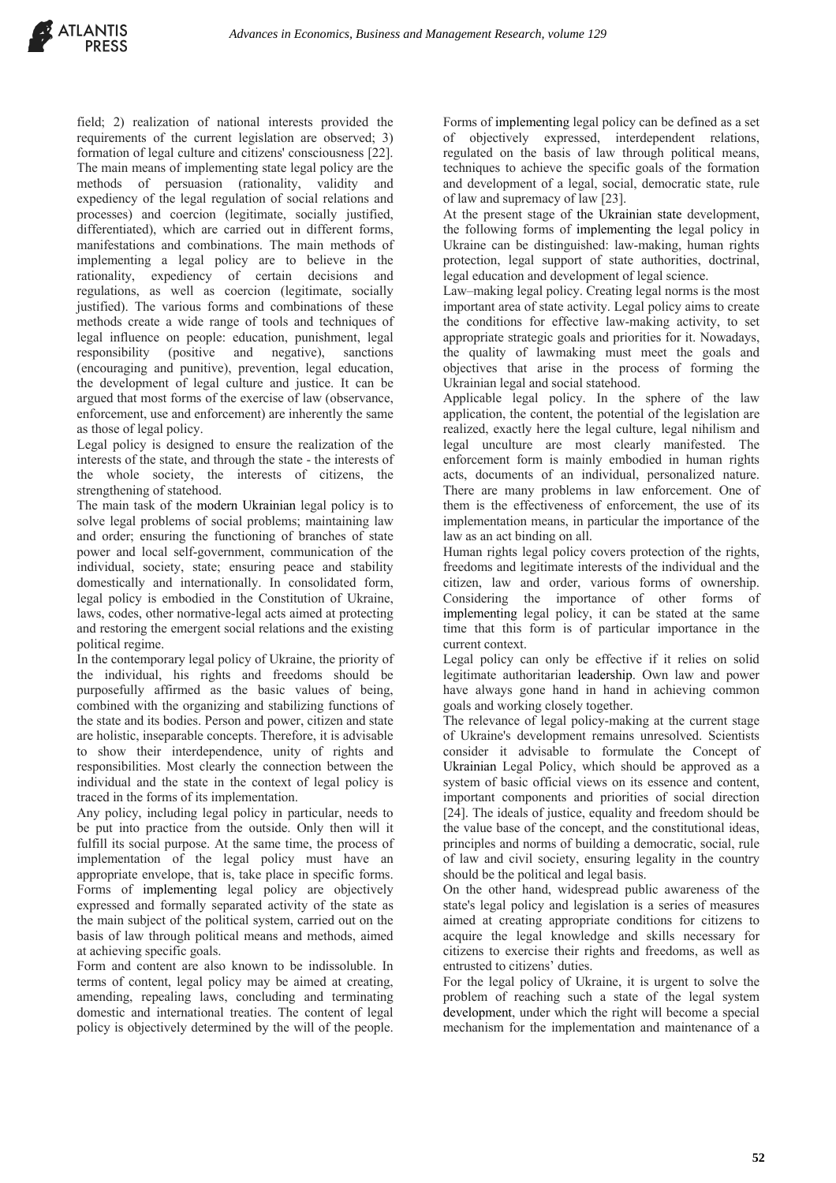field; 2) realization of national interests provided the requirements of the current legislation are observed; 3) formation of legal culture and citizens' consciousness [22]. The main means of implementing state legal policy are the methods of persuasion (rationality, validity and expediency of the legal regulation of social relations and processes) and coercion (legitimate, socially justified, differentiated), which are carried out in different forms, manifestations and combinations. The main methods of implementing a legal policy are to believe in the rationality, expediency of certain decisions and regulations, as well as coercion (legitimate, socially justified). The various forms and combinations of these methods create a wide range of tools and techniques of legal influence on people: education, punishment, legal responsibility (positive and negative), sanctions (encouraging and punitive), prevention, legal education, the development of legal culture and justice. It can be argued that most forms of the exercise of law (observance, enforcement, use and enforcement) are inherently the same as those of legal policy.

Legal policy is designed to ensure the realization of the interests of the state, and through the state - the interests of the whole society, the interests of citizens, the strengthening of statehood.

The main task of the modern Ukrainian legal policy is to solve legal problems of social problems; maintaining law and order; ensuring the functioning of branches of state power and local self-government, communication of the individual, society, state; ensuring peace and stability domestically and internationally. In consolidated form, legal policy is embodied in the Constitution of Ukraine, laws, codes, other normative-legal acts aimed at protecting and restoring the emergent social relations and the existing political regime.

In the contemporary legal policy of Ukraine, the priority of the individual, his rights and freedoms should be purposefully affirmed as the basic values of being, combined with the organizing and stabilizing functions of the state and its bodies. Person and power, citizen and state are holistic, inseparable concepts. Therefore, it is advisable to show their interdependence, unity of rights and responsibilities. Most clearly the connection between the individual and the state in the context of legal policy is traced in the forms of its implementation.

Any policy, including legal policy in particular, needs to be put into practice from the outside. Only then will it fulfill its social purpose. At the same time, the process of implementation of the legal policy must have an appropriate envelope, that is, take place in specific forms. Forms of implementing legal policy are objectively expressed and formally separated activity of the state as the main subject of the political system, carried out on the basis of law through political means and methods, aimed at achieving specific goals.

Form and content are also known to be indissoluble. In terms of content, legal policy may be aimed at creating, amending, repealing laws, concluding and terminating domestic and international treaties. The content of legal policy is objectively determined by the will of the people.

Forms of implementing legal policy can be defined as a set of objectively expressed, interdependent relations, regulated on the basis of law through political means, techniques to achieve the specific goals of the formation and development of a legal, social, democratic state, rule of law and supremacy of law [23].

At the present stage of the Ukrainian state development, the following forms of implementing the legal policy in Ukraine can be distinguished: law-making, human rights protection, legal support of state authorities, doctrinal, legal education and development of legal science.

Law–making legal policy. Creating legal norms is the most important area of state activity. Legal policy aims to create the conditions for effective law-making activity, to set appropriate strategic goals and priorities for it. Nowadays, the quality of lawmaking must meet the goals and objectives that arise in the process of forming the Ukrainian legal and social statehood.

Applicable legal policy. In the sphere of the law application, the content, the potential of the legislation are realized, exactly here the legal culture, legal nihilism and legal unculture are most clearly manifested. The enforcement form is mainly embodied in human rights acts, documents of an individual, personalized nature. There are many problems in law enforcement. One of them is the effectiveness of enforcement, the use of its implementation means, in particular the importance of the law as an act binding on all.

Human rights legal policy covers protection of the rights, freedoms and legitimate interests of the individual and the citizen, law and order, various forms of ownership. Considering the importance of other forms of implementing legal policy, it can be stated at the same time that this form is of particular importance in the current context.

Legal policy can only be effective if it relies on solid legitimate authoritarian leadership. Own law and power have always gone hand in hand in achieving common goals and working closely together.

The relevance of legal policy-making at the current stage of Ukraine's development remains unresolved. Scientists consider it advisable to formulate the Concept of Ukrainian Legal Policy, which should be approved as a system of basic official views on its essence and content, important components and priorities of social direction [24]. The ideals of justice, equality and freedom should be the value base of the concept, and the constitutional ideas, principles and norms of building a democratic, social, rule of law and civil society, ensuring legality in the country should be the political and legal basis.

On the other hand, widespread public awareness of the state's legal policy and legislation is a series of measures aimed at creating appropriate conditions for citizens to acquire the legal knowledge and skills necessary for citizens to exercise their rights and freedoms, as well as entrusted to citizens' duties.

For the legal policy of Ukraine, it is urgent to solve the problem of reaching such a state of the legal system development, under which the right will become a special mechanism for the implementation and maintenance of a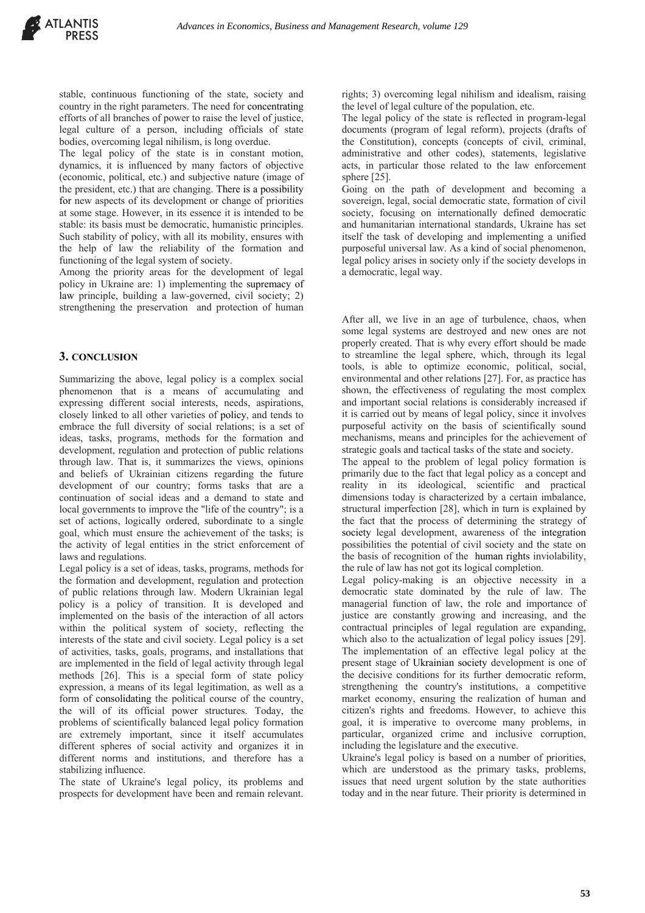stable, continuous functioning of the state, society and country in the right parameters. The need for concentrating efforts of all branches of power to raise the level of justice, legal culture of a person, including officials of state bodies, overcoming legal nihilism, is long overdue.

The legal policy of the state is in constant motion, dynamics, it is influenced by many factors of objective (economic, political, etc.) and subjective nature (image of the president, etc.) that are changing. There is a possibility for new aspects of its development or change of priorities at some stage. However, in its essence it is intended to be stable: its basis must be democratic, humanistic principles. Such stability of policy, with all its mobility, ensures with the help of law the reliability of the formation and functioning of the legal system of society.

Among the priority areas for the development of legal policy in Ukraine are: 1) implementing the supremacy of law principle, building a law-governed, civil society; 2) strengthening the preservation and protection of human rights; 3) overcoming legal nihilism and idealism, raising the level of legal culture of the population, etc.

The legal policy of the state is reflected in program-legal documents (program of legal reform), projects (drafts of the Constitution), concepts (concepts of civil, criminal, administrative and other codes), statements, legislative acts, in particular those related to the law enforcement sphere [25].

Going on the path of development and becoming a sovereign, legal, social democratic state, formation of civil society, focusing on internationally defined democratic and humanitarian international standards, Ukraine has set itself the task of developing and implementing a unified purposeful universal law. As a kind of social phenomenon, legal policy arises in society only if the society develops in a democratic, legal way.

## 3. CONCLUSION

Summarizing the above, legal policy is a complex social phenomenon that is a means of accumulating and expressing different social interests, needs, aspirations, closely linked to all other varieties of policy, and tends to embrace the full diversity of social relations; is a set of ideas, tasks, programs, methods for the formation and development, regulation and protection of public relations through law. That is, it summarizes the views, opinions and beliefs of Ukrainian citizens regarding the future development of our country; forms tasks that are a continuation of social ideas and a demand to state and local governments to improve the "life of the country"; is a set of actions, logically ordered, subordinate to a single goal, which must ensure the achievement of the tasks; is the activity of legal entities in the strict enforcement of laws and regulations.

Legal policy is a set of ideas, tasks, programs, methods for the formation and development, regulation and protection of public relations through law. Modern Ukrainian legal policy is a policy of transition. It is developed and implemented on the basis of the interaction of all actors within the political system of society, reflecting the interests of the state and civil society. Legal policy is a set of activities, tasks, goals, programs, and installations that are implemented in the field of legal activity through legal methods [26]. This is a special form of state policy expression, a means of its legal legitimation, as well as a form of consolidating the political course of the country, the will of its official power structures. Today, the problems of scientifically balanced legal policy formation are extremely important, since it itself accumulates different spheres of social activity and organizes it in different norms and institutions, and therefore has a stabilizing influence.

The state of Ukraine's legal policy, its problems and prospects for development have been and remain relevant. After all, we live in an age of turbulence, chaos, when some legal systems are destroyed and new ones are not properly created. That is why every effort should be made to streamline the legal sphere, which, through its legal tools, is able to optimize economic, political, social, environmental and other relations [27]. For, as practice has shown, the effectiveness of regulating the most complex and important social relations is considerably increased if it is carried out by means of legal policy, since it involves purposeful activity on the basis of scientifically sound mechanisms, means and principles for the achievement of strategic goals and tactical tasks of the state and society.

The appeal to the problem of legal policy formation is primarily due to the fact that legal policy as a concept and reality in its ideological, scientific and practical dimensions today is characterized by a certain imbalance, structural imperfection [28], which in turn is explained by the fact that the process of determining the strategy of society legal development, awareness of the integration possibilities the potential of civil society and the state on the basis of recognition of the human rights inviolability, the rule of law has not got its logical completion.

Legal policy-making is an objective necessity in a democratic state dominated by the rule of law. The managerial function of law, the role and importance of justice are constantly growing and increasing, and the contractual principles of legal regulation are expanding, which also to the actualization of legal policy issues [29]. The implementation of an effective legal policy at the present stage of Ukrainian society development is one of the decisive conditions for its further democratic reform, strengthening the country's institutions, a competitive market economy, ensuring the realization of human and citizen's rights and freedoms. However, to achieve this goal, it is imperative to overcome many problems, in particular, organized crime and inclusive corruption, including the legislature and the executive.

Ukraine's legal policy is based on a number of priorities, which are understood as the primary tasks, problems, issues that need urgent solution by the state authorities today and in the near future. Their priority is determined in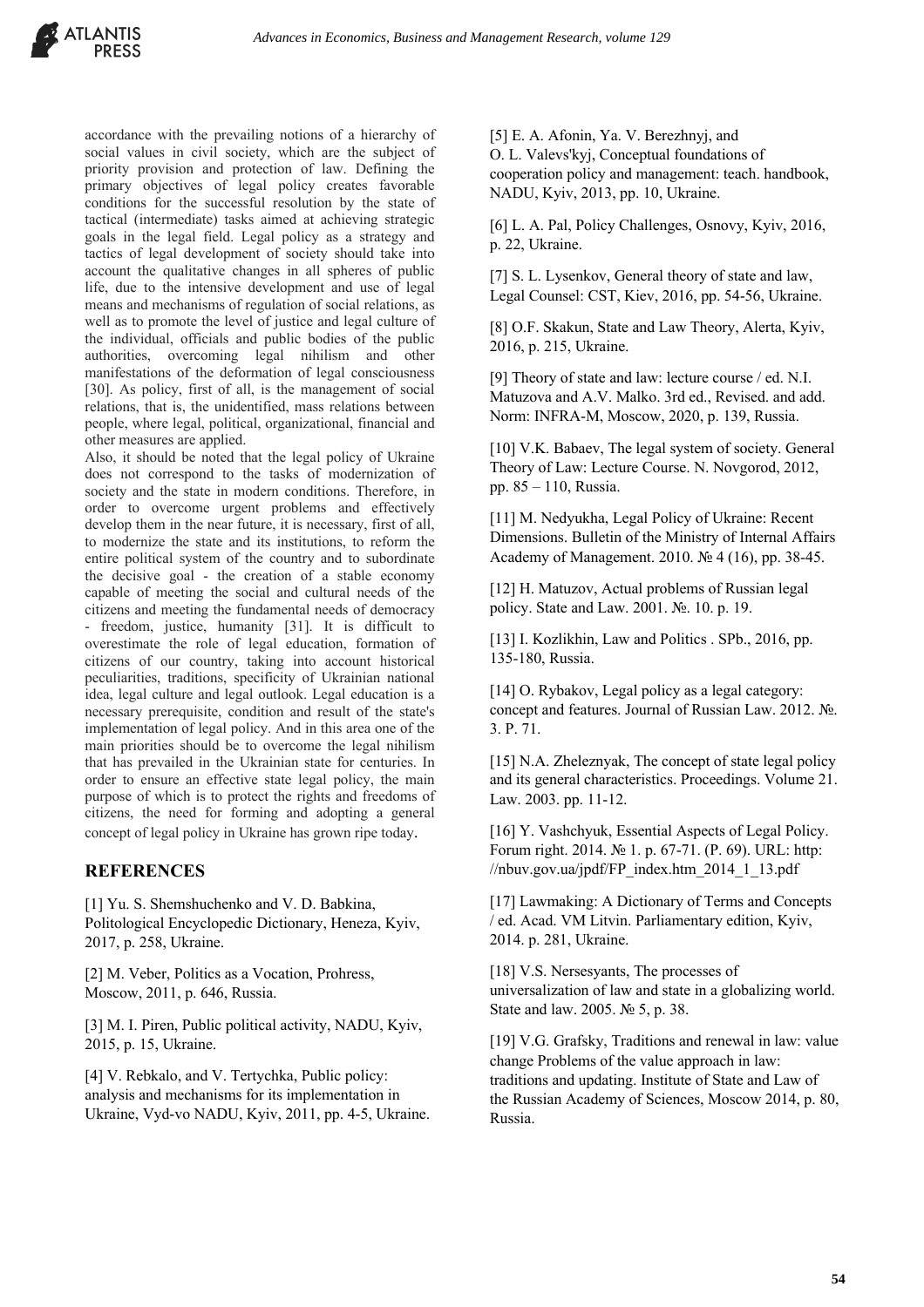accordance with the prevailing notions of a hierarchy of social values in civil society, which are the subject of priority provision and protection of law. Defining the primary objectives of legal policy creates favorable conditions for the successful resolution by the state of tactical (intermediate) tasks aimed at achieving strategic goals in the legal field. Legal policy as a strategy and tactics of legal development of society should take into account the qualitative changes in all spheres of public life, due to the intensive development and use of legal means and mechanisms of regulation of social relations, as well as to promote the level of justice and legal culture of the individual, officials and public bodies of the public authorities, overcoming legal nihilism and other manifestations of the deformation of legal consciousness [30]. As policy, first of all, is the management of social relations, that is, the unidentified, mass relations between people, where legal, political, organizational, financial and other measures are applied.

Also, it should be noted that the legal policy of Ukraine does not correspond to the tasks of modernization of society and the state in modern conditions. Therefore, in order to overcome urgent problems and effectively develop them in the near future, it is necessary, first of all, to modernize the state and its institutions, to reform the entire political system of the country and to subordinate the decisive goal - the creation of a stable economy capable of meeting the social and cultural needs of the citizens and meeting the fundamental needs of democracy - freedom, justice, humanity [31]. It is difficult to overestimate the role of legal education, formation of citizens of our country, taking into account historical peculiarities, traditions, specificity of Ukrainian national idea, legal culture and legal outlook. Legal education is a necessary prerequisite, condition and result of the state's implementation of legal policy. And in this area one of the main priorities should be to overcome the legal nihilism that has prevailed in the Ukrainian state for centuries. In order to ensure an effective state legal policy, the main purpose of which is to protect the rights and freedoms of citizens, the need for forming and adopting a general concept of legal policy in Ukraine has grown ripe today.

## REFERENCES

[1] Yu. S. Shemshuchenko and V. D. Babkina, Politological Encyclopedic Dictionary, Heneza, Kyiv, 2017, p. 258, Ukraine.

[2] M. Veber, Politics as a Vocation, Prohress, Moscow, 2011, p. 646, Russia.

[3] M. I. Piren, Public political activity, NADU, Kyiv, 2015, p. 15, Ukraine.

[4] V. Rebkalo, and V. Tertychka, Public policy: analysis and mechanisms for its implementation in Ukraine, Vyd-vo NADU, Kyiv, 2011, pp. 4-5, Ukraine.

[5] E. A. Afonin, Ya. V. Berezhnyj, and O. L. Valevs'kyj, Conceptual foundations of cooperation policy and management: teach. handbook, NADU, Kyiv, 2013, pp. 10, Ukraine.

[6] L. A. Pal, Policy Challenges, Osnovy, Kyiv, 2016, p. 22, Ukraine.

[7] S. L. Lysenkov, General theory of state and law, Legal Counsel: CST, Kiev, 2016, pp. 54-56, Ukraine.

[8] O.F. Skakun, State and Law Theory, Alerta, Kyiv, 2016, p. 215, Ukraine.

[9] Theory of state and law: lecture course / ed. N.I. Matuzova and A.V. Malko. 3rd ed., Revised. and add. Norm: INFRA-M, Moscow, 2020, p. 139, Russia.

[10] V.K. Babaev, The legal system of society. General Theory of Law: Lecture Course. N. Novgorod, 2012, pp. 85 – 110, Russia.

[11] M. Nedyukha, Legal Policy of Ukraine: Recent Dimensions. Bulletin of the Ministry of Internal Affairs Academy of Management. 2010. № 4 (16), pp. 38-45.

[12] H. Matuzov, Actual problems of Russian legal policy. State and Law. 2001. №. 10. p. 19.

[13] I. Kozlikhin, Law and Politics . SPb., 2016, pp. 135-180, Russia.

[14] O. Rybakov, Legal policy as a legal category: concept and features. Journal of Russian Law. 2012. №. 3. P. 71.

[15] N.A. Zheleznyak, The concept of state legal policy and its general characteristics. Proceedings. Volume 21. Law. 2003. pp. 11-12.

[16] Y. Vashchyuk, Essential Aspects of Legal Policy. Forum right. 2014. № 1. p. 67-71. (P. 69). URL: http: //nbuv.gov.ua/jpdf/FP_index.htm_2014_1_13.pdf

[17] Lawmaking: A Dictionary of Terms and Concepts / ed. Acad. VM Litvin. Parliamentary edition, Kyiv, 2014. p. 281, Ukraine.

[18] V.S. Nersesyants, The processes of universalization of law and state in a globalizing world. State and law. 2005. № 5, p. 38.

[19] V.G. Grafsky, Traditions and renewal in law: value change Problems of the value approach in law: traditions and updating. Institute of State and Law of the Russian Academy of Sciences, Moscow 2014, p. 80, Russia.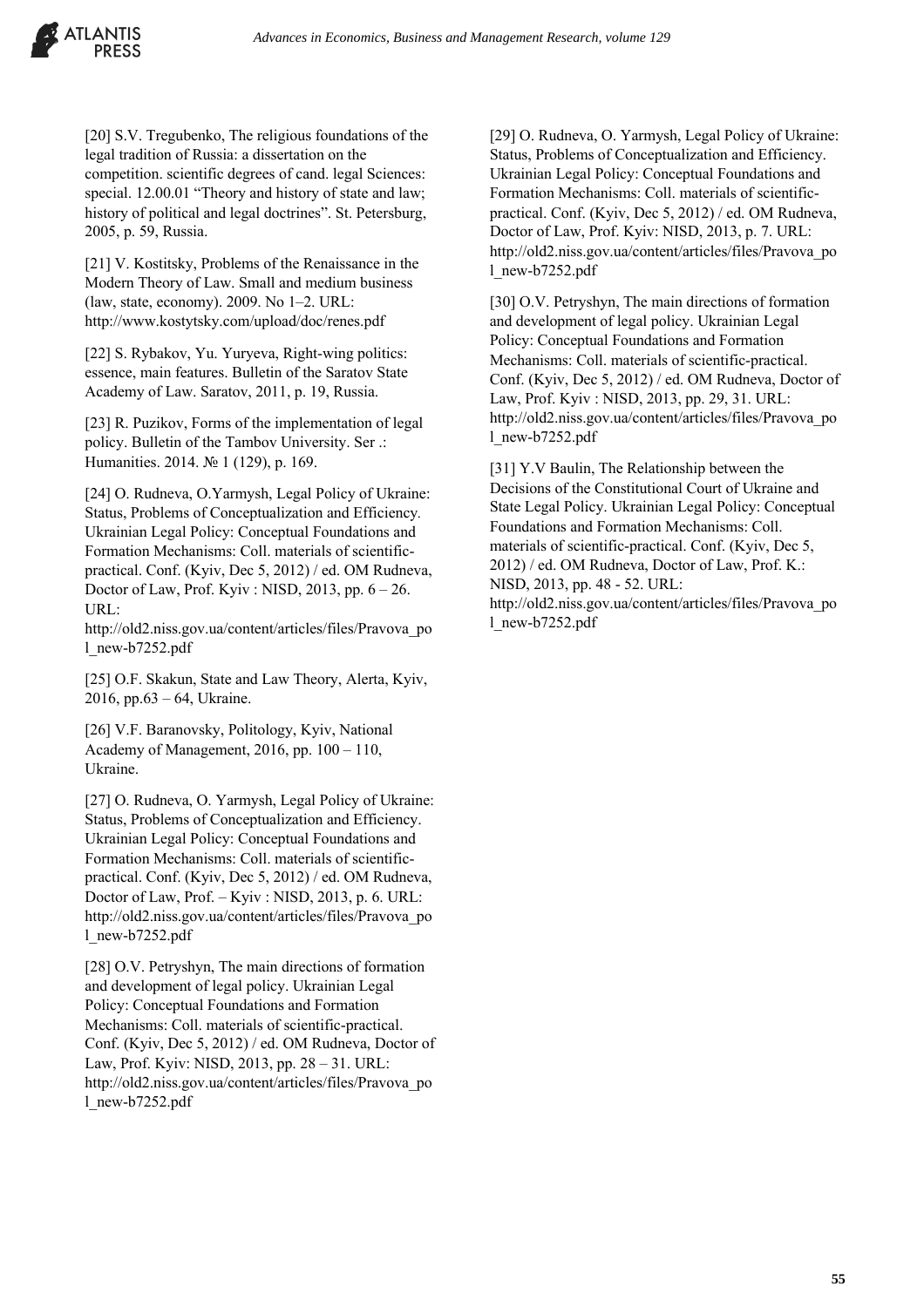[20] S.V. Tregubenko, The religious foundations of the legal tradition of Russia: a dissertation on the competition. scientific degrees of cand. legal Sciences: special. 12.00.01 "Theory and history of state and law; history of political and legal doctrines". St. Petersburg, 2005, p. 59, Russia.

[21] V. Kostitsky, Problems of the Renaissance in the Modern Theory of Law. Small and medium business (law, state, economy). 2009. No 1–2. URL: http://www.kostytsky.com/upload/doc/renes.pdf

[22] S. Rybakov, Yu. Yuryeva, Right-wing politics: essence, main features. Bulletin of the Saratov State Academy of Law. Saratov, 2011, p. 19, Russia.

[23] R. Puzikov, Forms of the implementation of legal policy. Bulletin of the Tambov University. Ser .: Humanities. 2014. № 1 (129), p. 169.

[24] O. Rudneva, O.Yarmysh, Legal Policy of Ukraine: Status, Problems of Conceptualization and Efficiency. Ukrainian Legal Policy: Conceptual Foundations and Formation Mechanisms: Coll. materials of scientific-practical. Conf. (Kyiv, Dec 5, 2012) / ed. OM Rudneva, Doctor of Law, Prof. Kyiv : NISD, 2013, pp. 6 – 26. URL: http://old2.niss.gov.ua/content/articles/files/Pravova_pol_new-b7252.pdf

[25] O.F. Skakun, State and Law Theory, Alerta, Kyiv, 2016, pp.63 – 64, Ukraine.

[26] V.F. Baranovsky, Politology, Kyiv, National Academy of Management, 2016, pp. 100 – 110, Ukraine.

[27] O. Rudneva, O. Yarmysh, Legal Policy of Ukraine: Status, Problems of Conceptualization and Efficiency. Ukrainian Legal Policy: Conceptual Foundations and Formation Mechanisms: Coll. materials of scientific-practical. Conf. (Kyiv, Dec 5, 2012) / ed. OM Rudneva, Doctor of Law, Prof. – Kyiv : NISD, 2013, p. 6. URL: http://old2.niss.gov.ua/content/articles/files/Pravova_pol_new-b7252.pdf

[28] O.V. Petryshyn, The main directions of formation and development of legal policy. Ukrainian Legal Policy: Conceptual Foundations and Formation Mechanisms: Coll. materials of scientific-practical. Conf. (Kyiv, Dec 5, 2012) / ed. OM Rudneva, Doctor of Law, Prof. Kyiv: NISD, 2013, pp. 28 – 31. URL: http://old2.niss.gov.ua/content/articles/files/Pravova_pol_new-b7252.pdf

[29] O. Rudneva, O. Yarmysh, Legal Policy of Ukraine: Status, Problems of Conceptualization and Efficiency. Ukrainian Legal Policy: Conceptual Foundations and Formation Mechanisms: Coll. materials of scientific-practical. Conf. (Kyiv, Dec 5, 2012) / ed. OM Rudneva, Doctor of Law, Prof. Kyiv: NISD, 2013, p. 7. URL: http://old2.niss.gov.ua/content/articles/files/Pravova_pol_new-b7252.pdf

[30] O.V. Petryshyn, The main directions of formation and development of legal policy. Ukrainian Legal Policy: Conceptual Foundations and Formation Mechanisms: Coll. materials of scientific-practical. Conf. (Kyiv, Dec 5, 2012) / ed. OM Rudneva, Doctor of Law, Prof. Kyiv : NISD, 2013, pp. 29, 31. URL: http://old2.niss.gov.ua/content/articles/files/Pravova_pol_new-b7252.pdf

[31] Y.V Baulin, The Relationship between the Decisions of the Constitutional Court of Ukraine and State Legal Policy. Ukrainian Legal Policy: Conceptual Foundations and Formation Mechanisms: Coll. materials of scientific-practical. Conf. (Kyiv, Dec 5, 2012) / ed. OM Rudneva, Doctor of Law, Prof. K.: NISD, 2013, pp. 48 - 52. URL: http://old2.niss.gov.ua/content/articles/files/Pravova_pol_new-b7252.pdf